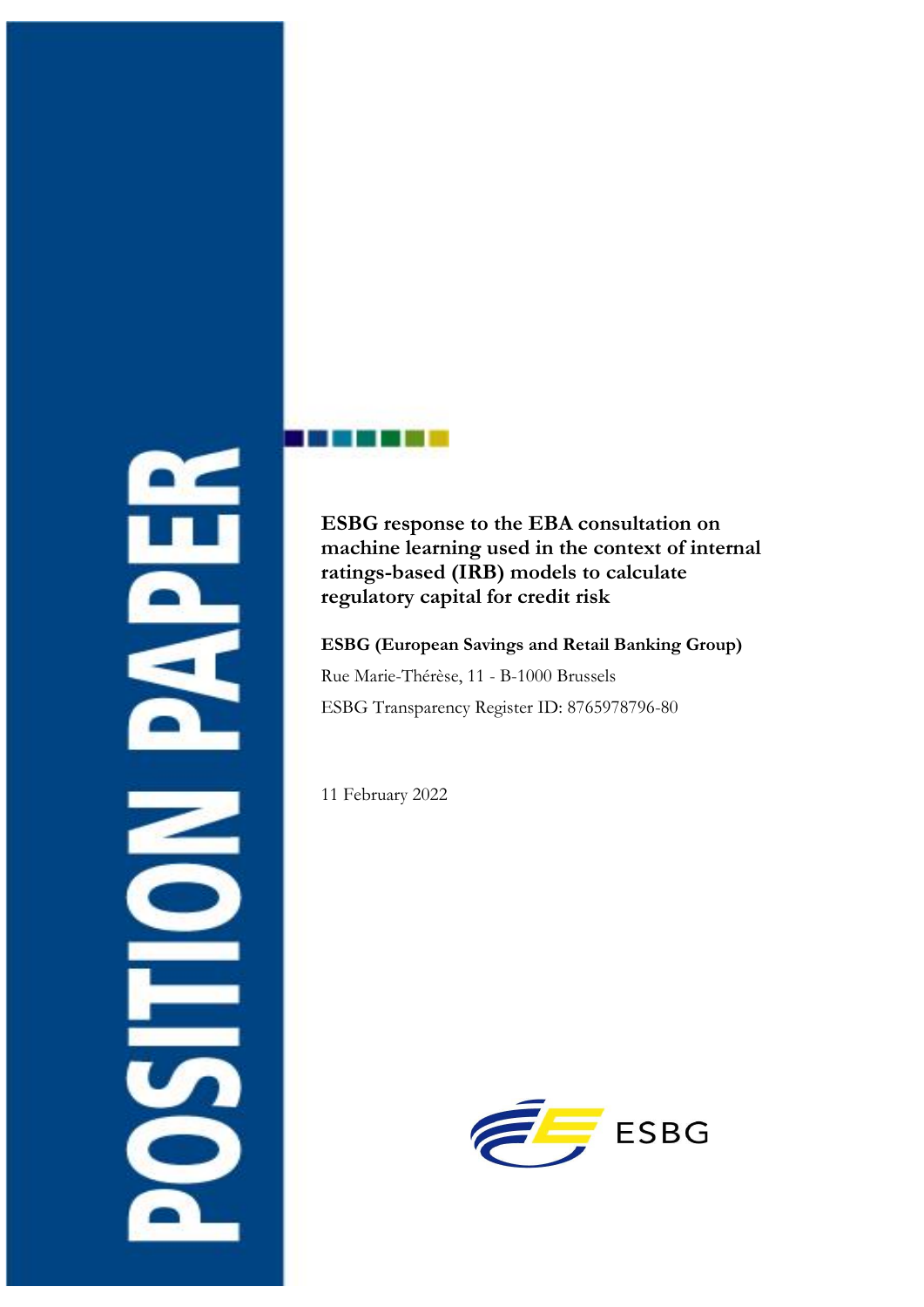POSITION PAPER

# ESBG response to the EBA consultation on machine learning used in the context of internal ratings-based (IRB) models to calculate regulatory capital for credit risk

**ESBG (European Savings and Retail Banking Group)**

Rue Marie-Thérèse, 11 - B-1000 Brussels

ESBG Transparency Register ID: 8765978796-80

11 February 2022

ESBG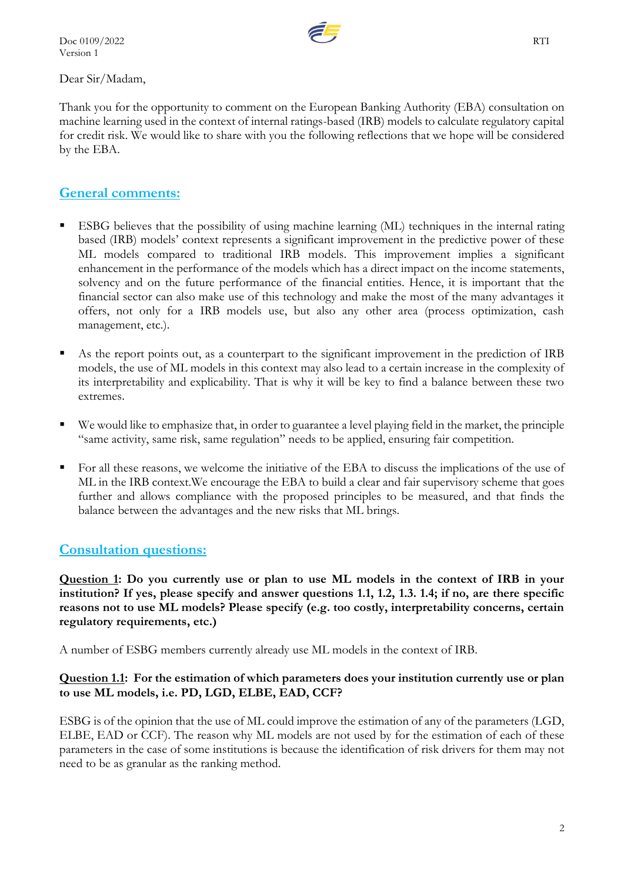Dear Sir/Madam,

Thank you for the opportunity to comment on the European Banking Authority (EBA) consultation on machine learning used in the context of internal ratings-based (IRB) models to calculate regulatory capital for credit risk. We would like to share with you the following reflections that we hope will be considered by the EBA.

## General comments:

- ESBG believes that the possibility of using machine learning (ML) techniques in the internal rating based (IRB) models' context represents a significant improvement in the predictive power of these ML models compared to traditional IRB models. This improvement implies a significant enhancement in the performance of the models which has a direct impact on the income statements, solvency and on the future performance of the financial entities. Hence, it is important that the financial sector can also make use of this technology and make the most of the many advantages it offers, not only for a IRB models use, but also any other area (process optimization, cash management, etc.).

- As the report points out, as a counterpart to the significant improvement in the prediction of IRB models, the use of ML models in this context may also lead to a certain increase in the complexity of its interpretability and explicability. That is why it will be key to find a balance between these two extremes.

- We would like to emphasize that, in order to guarantee a level playing field in the market, the principle "same activity, same risk, same regulation" needs to be applied, ensuring fair competition.

- For all these reasons, we welcome the initiative of the EBA to discuss the implications of the use of ML in the IRB context.We encourage the EBA to build a clear and fair supervisory scheme that goes further and allows compliance with the proposed principles to be measured, and that finds the balance between the advantages and the new risks that ML brings.

## Consultation questions:

**Question 1: Do you currently use or plan to use ML models in the context of IRB in your institution? If yes, please specify and answer questions 1.1, 1.2, 1.3. 1.4; if no, are there specific reasons not to use ML models? Please specify (e.g. too costly, interpretability concerns, certain regulatory requirements, etc.)**

A number of ESBG members currently already use ML models in the context of IRB.

**Question 1.1: For the estimation of which parameters does your institution currently use or plan to use ML models, i.e. PD, LGD, ELBE, EAD, CCF?**

ESBG is of the opinion that the use of ML could improve the estimation of any of the parameters (LGD, ELBE, EAD or CCF). The reason why ML models are not used by for the estimation of each of these parameters in the case of some institutions is because the identification of risk drivers for them may not need to be as granular as the ranking method.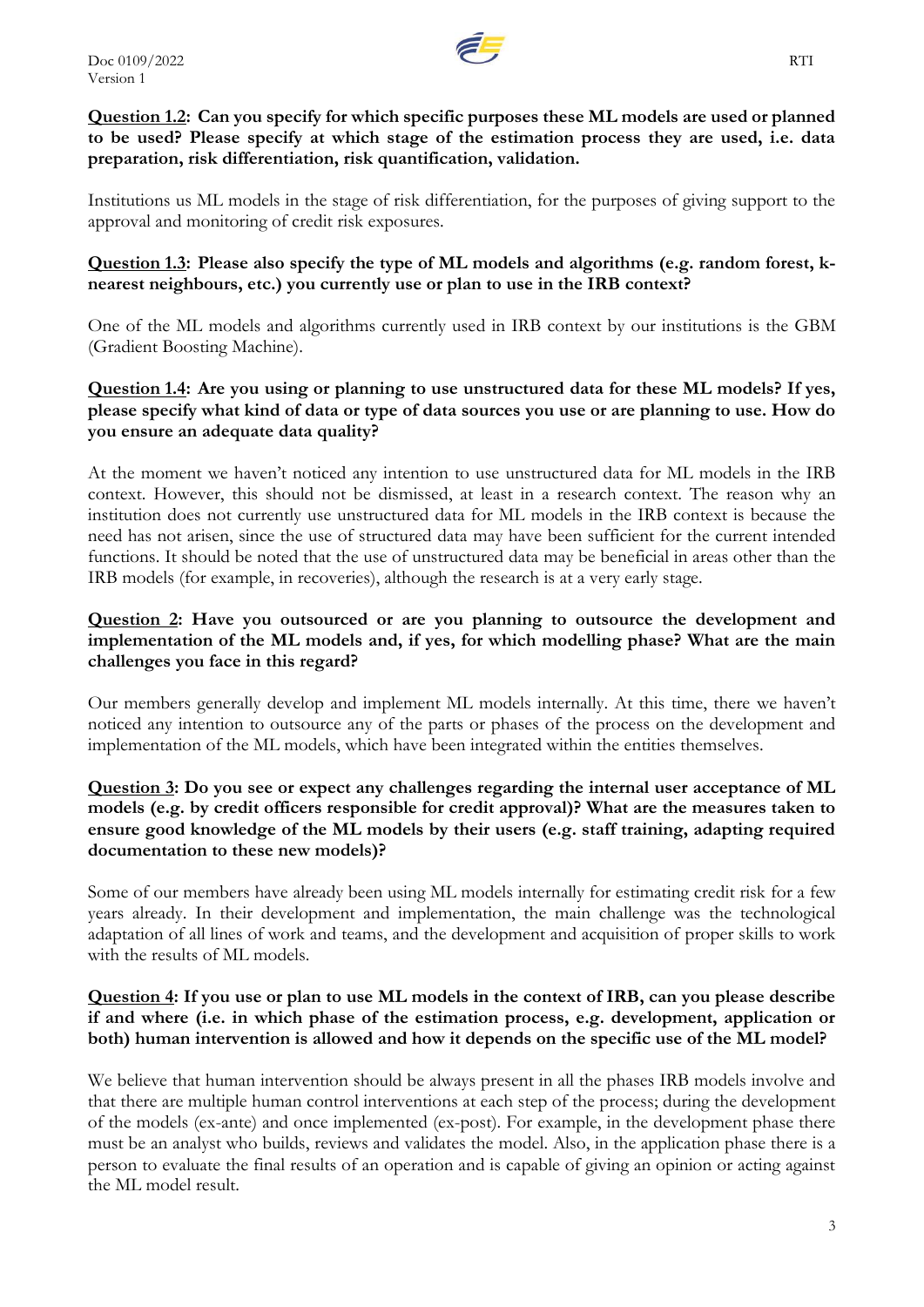**Question 1.2: Can you specify for which specific purposes these ML models are used or planned to be used? Please specify at which stage of the estimation process they are used, i.e. data preparation, risk differentiation, risk quantification, validation.**

Institutions us ML models in the stage of risk differentiation, for the purposes of giving support to the approval and monitoring of credit risk exposures.

**Question 1.3: Please also specify the type of ML models and algorithms (e.g. random forest, k-nearest neighbours, etc.) you currently use or plan to use in the IRB context?**

One of the ML models and algorithms currently used in IRB context by our institutions is the GBM (Gradient Boosting Machine).

**Question 1.4: Are you using or planning to use unstructured data for these ML models? If yes, please specify what kind of data or type of data sources you use or are planning to use. How do you ensure an adequate data quality?**

At the moment we haven't noticed any intention to use unstructured data for ML models in the IRB context. However, this should not be dismissed, at least in a research context. The reason why an institution does not currently use unstructured data for ML models in the IRB context is because the need has not arisen, since the use of structured data may have been sufficient for the current intended functions. It should be noted that the use of unstructured data may be beneficial in areas other than the IRB models (for example, in recoveries), although the research is at a very early stage.

**Question 2: Have you outsourced or are you planning to outsource the development and implementation of the ML models and, if yes, for which modelling phase? What are the main challenges you face in this regard?**

Our members generally develop and implement ML models internally. At this time, there we haven't noticed any intention to outsource any of the parts or phases of the process on the development and implementation of the ML models, which have been integrated within the entities themselves.

**Question 3: Do you see or expect any challenges regarding the internal user acceptance of ML models (e.g. by credit officers responsible for credit approval)? What are the measures taken to ensure good knowledge of the ML models by their users (e.g. staff training, adapting required documentation to these new models)?**

Some of our members have already been using ML models internally for estimating credit risk for a few years already. In their development and implementation, the main challenge was the technological adaptation of all lines of work and teams, and the development and acquisition of proper skills to work with the results of ML models.

**Question 4: If you use or plan to use ML models in the context of IRB, can you please describe if and where (i.e. in which phase of the estimation process, e.g. development, application or both) human intervention is allowed and how it depends on the specific use of the ML model?**

We believe that human intervention should be always present in all the phases IRB models involve and that there are multiple human control interventions at each step of the process; during the development of the models (ex-ante) and once implemented (ex-post). For example, in the development phase there must be an analyst who builds, reviews and validates the model. Also, in the application phase there is a person to evaluate the final results of an operation and is capable of giving an opinion or acting against the ML model result.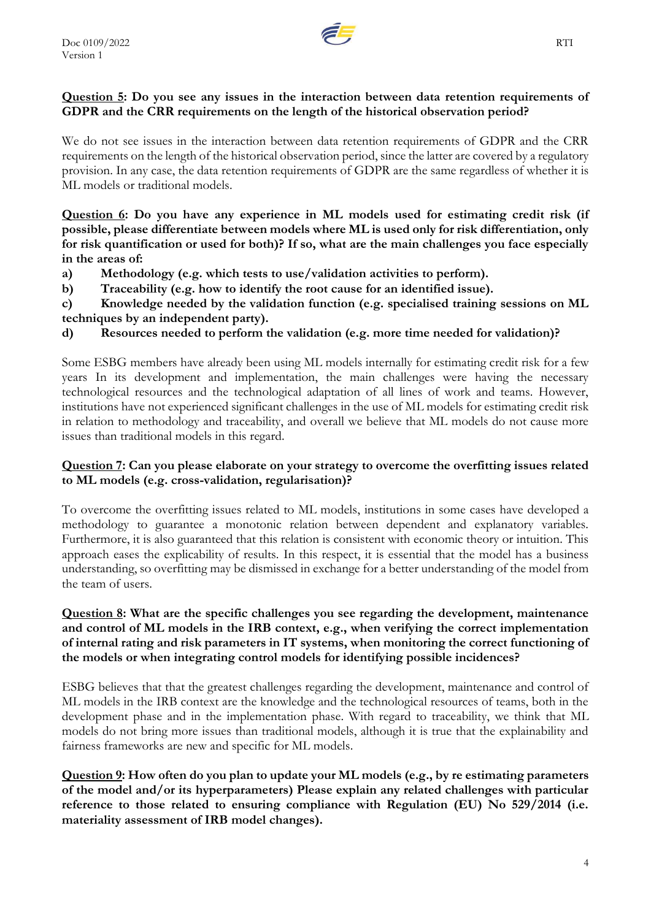**<u>Question 5</u>: Do you see any issues in the interaction between data retention requirements of GDPR and the CRR requirements on the length of the historical observation period?**

We do not see issues in the interaction between data retention requirements of GDPR and the CRR requirements on the length of the historical observation period, since the latter are covered by a regulatory provision. In any case, the data retention requirements of GDPR are the same regardless of whether it is ML models or traditional models.

**<u>Question 6</u>: Do you have any experience in ML models used for estimating credit risk (if possible, please differentiate between models where ML is used only for risk differentiation, only for risk quantification or used for both)? If so, what are the main challenges you face especially in the areas of:**

**a) Methodology (e.g. which tests to use/validation activities to perform).**

**b) Traceability (e.g. how to identify the root cause for an identified issue).**

**c) Knowledge needed by the validation function (e.g. specialised training sessions on ML techniques by an independent party).**

**d) Resources needed to perform the validation (e.g. more time needed for validation)?**

Some ESBG members have already been using ML models internally for estimating credit risk for a few years In its development and implementation, the main challenges were having the necessary technological resources and the technological adaptation of all lines of work and teams. However, institutions have not experienced significant challenges in the use of ML models for estimating credit risk in relation to methodology and traceability, and overall we believe that ML models do not cause more issues than traditional models in this regard.

**<u>Question 7</u>: Can you please elaborate on your strategy to overcome the overfitting issues related to ML models (e.g. cross-validation, regularisation)?**

To overcome the overfitting issues related to ML models, institutions in some cases have developed a methodology to guarantee a monotonic relation between dependent and explanatory variables. Furthermore, it is also guaranteed that this relation is consistent with economic theory or intuition. This approach eases the explicability of results. In this respect, it is essential that the model has a business understanding, so overfitting may be dismissed in exchange for a better understanding of the model from the team of users.

**<u>Question 8</u>: What are the specific challenges you see regarding the development, maintenance and control of ML models in the IRB context, e.g., when verifying the correct implementation of internal rating and risk parameters in IT systems, when monitoring the correct functioning of the models or when integrating control models for identifying possible incidences?**

ESBG believes that that the greatest challenges regarding the development, maintenance and control of ML models in the IRB context are the knowledge and the technological resources of teams, both in the development phase and in the implementation phase. With regard to traceability, we think that ML models do not bring more issues than traditional models, although it is true that the explainability and fairness frameworks are new and specific for ML models.

**<u>Question 9</u>: How often do you plan to update your ML models (e.g., by re estimating parameters of the model and/or its hyperparameters) Please explain any related challenges with particular reference to those related to ensuring compliance with Regulation (EU) No 529/2014 (i.e. materiality assessment of IRB model changes).**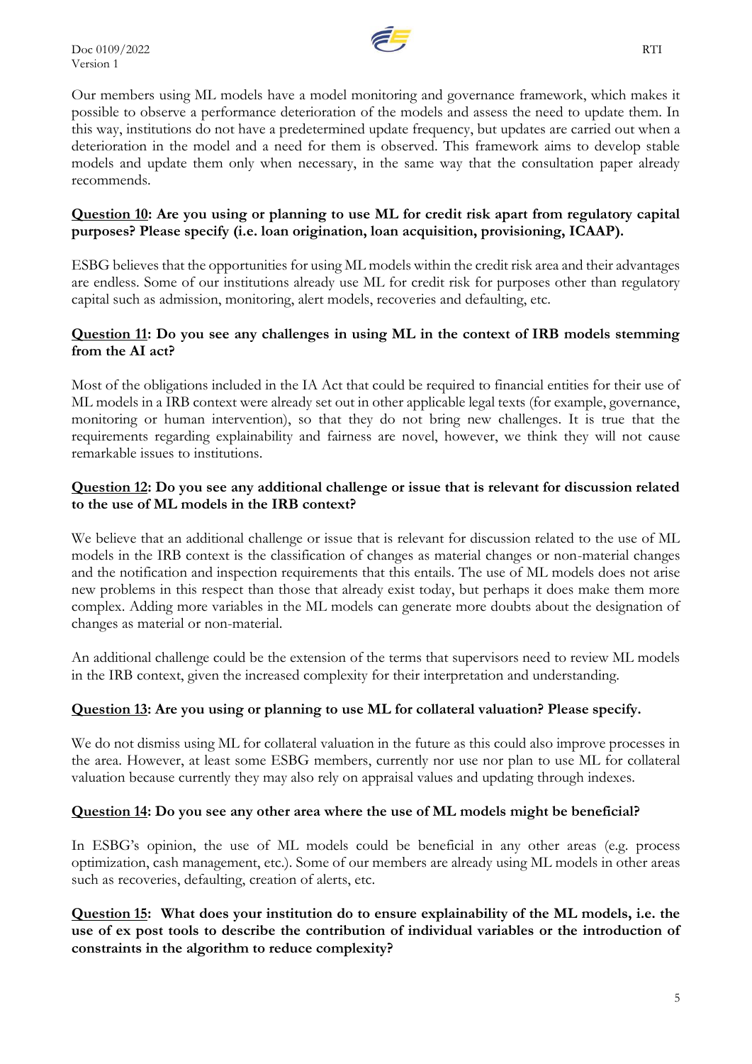Our members using ML models have a model monitoring and governance framework, which makes it possible to observe a performance deterioration of the models and assess the need to update them. In this way, institutions do not have a predetermined update frequency, but updates are carried out when a deterioration in the model and a need for them is observed. This framework aims to develop stable models and update them only when necessary, in the same way that the consultation paper already recommends.

**<u>Question 10</u>: Are you using or planning to use ML for credit risk apart from regulatory capital purposes? Please specify (i.e. loan origination, loan acquisition, provisioning, ICAAP).**

ESBG believes that the opportunities for using ML models within the credit risk area and their advantages are endless. Some of our institutions already use ML for credit risk for purposes other than regulatory capital such as admission, monitoring, alert models, recoveries and defaulting, etc.

**<u>Question 11</u>: Do you see any challenges in using ML in the context of IRB models stemming from the AI act?**

Most of the obligations included in the IA Act that could be required to financial entities for their use of ML models in a IRB context were already set out in other applicable legal texts (for example, governance, monitoring or human intervention), so that they do not bring new challenges. It is true that the requirements regarding explainability and fairness are novel, however, we think they will not cause remarkable issues to institutions.

**<u>Question 12</u>: Do you see any additional challenge or issue that is relevant for discussion related to the use of ML models in the IRB context?**

We believe that an additional challenge or issue that is relevant for discussion related to the use of ML models in the IRB context is the classification of changes as material changes or non-material changes and the notification and inspection requirements that this entails. The use of ML models does not arise new problems in this respect than those that already exist today, but perhaps it does make them more complex. Adding more variables in the ML models can generate more doubts about the designation of changes as material or non-material.

An additional challenge could be the extension of the terms that supervisors need to review ML models in the IRB context, given the increased complexity for their interpretation and understanding.

**<u>Question 13</u>: Are you using or planning to use ML for collateral valuation? Please specify.**

We do not dismiss using ML for collateral valuation in the future as this could also improve processes in the area. However, at least some ESBG members, currently nor use nor plan to use ML for collateral valuation because currently they may also rely on appraisal values and updating through indexes.

**<u>Question 14</u>: Do you see any other area where the use of ML models might be beneficial?**

In ESBG's opinion, the use of ML models could be beneficial in any other areas (e.g. process optimization, cash management, etc.). Some of our members are already using ML models in other areas such as recoveries, defaulting, creation of alerts, etc.

**<u>Question 15</u>: What does your institution do to ensure explainability of the ML models, i.e. the use of ex post tools to describe the contribution of individual variables or the introduction of constraints in the algorithm to reduce complexity?**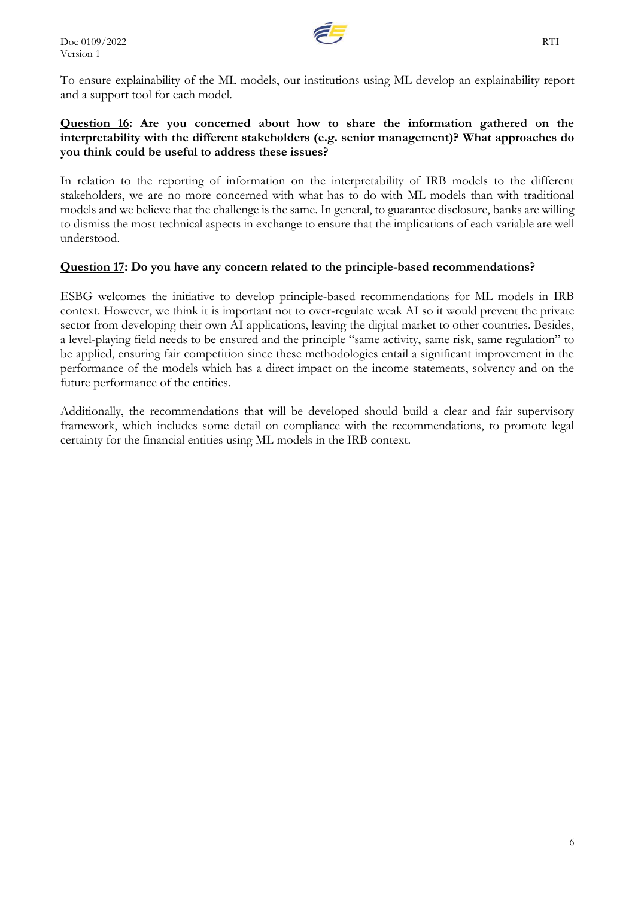To ensure explainability of the ML models, our institutions using ML develop an explainability report and a support tool for each model.

**<u>Question 16</u>: Are you concerned about how to share the information gathered on the interpretability with the different stakeholders (e.g. senior management)? What approaches do you think could be useful to address these issues?**

In relation to the reporting of information on the interpretability of IRB models to the different stakeholders, we are no more concerned with what has to do with ML models than with traditional models and we believe that the challenge is the same. In general, to guarantee disclosure, banks are willing to dismiss the most technical aspects in exchange to ensure that the implications of each variable are well understood.

**<u>Question 17</u>: Do you have any concern related to the principle-based recommendations?**

ESBG welcomes the initiative to develop principle-based recommendations for ML models in IRB context. However, we think it is important not to over-regulate weak AI so it would prevent the private sector from developing their own AI applications, leaving the digital market to other countries. Besides, a level-playing field needs to be ensured and the principle "same activity, same risk, same regulation" to be applied, ensuring fair competition since these methodologies entail a significant improvement in the performance of the models which has a direct impact on the income statements, solvency and on the future performance of the entities.

Additionally, the recommendations that will be developed should build a clear and fair supervisory framework, which includes some detail on compliance with the recommendations, to promote legal certainty for the financial entities using ML models in the IRB context.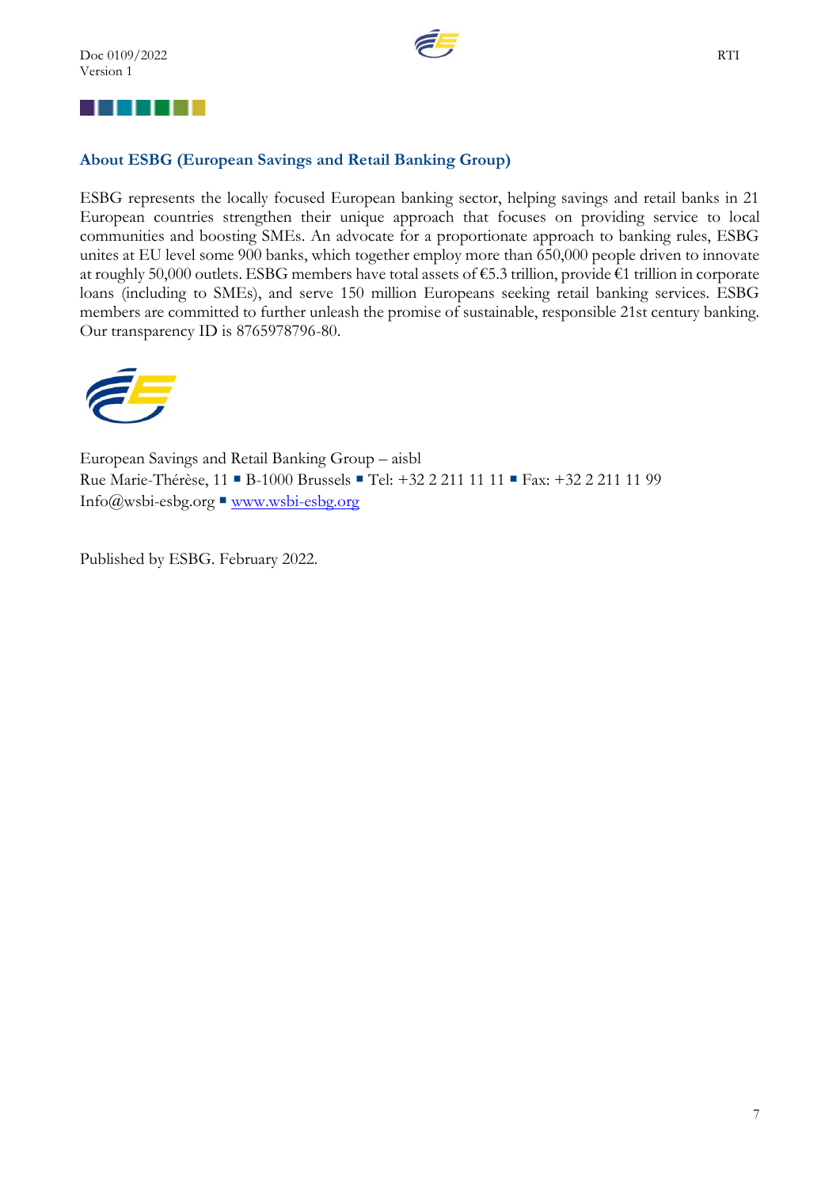## About ESBG (European Savings and Retail Banking Group)

ESBG represents the locally focused European banking sector, helping savings and retail banks in 21 European countries strengthen their unique approach that focuses on providing service to local communities and boosting SMEs. An advocate for a proportionate approach to banking rules, ESBG unites at EU level some 900 banks, which together employ more than 650,000 people driven to innovate at roughly 50,000 outlets. ESBG members have total assets of €5.3 trillion, provide €1 trillion in corporate loans (including to SMEs), and serve 150 million Europeans seeking retail banking services. ESBG members are committed to further unleash the promise of sustainable, responsible 21st century banking. Our transparency ID is 8765978796-80.

European Savings and Retail Banking Group – aisbl
Rue Marie-Thérèse, 11 ■ B-1000 Brussels ■ Tel: +32 2 211 11 11 ■ Fax: +32 2 211 11 99
Info@wsbi-esbg.org ■ www.wsbi-esbg.org

Published by ESBG. February 2022.